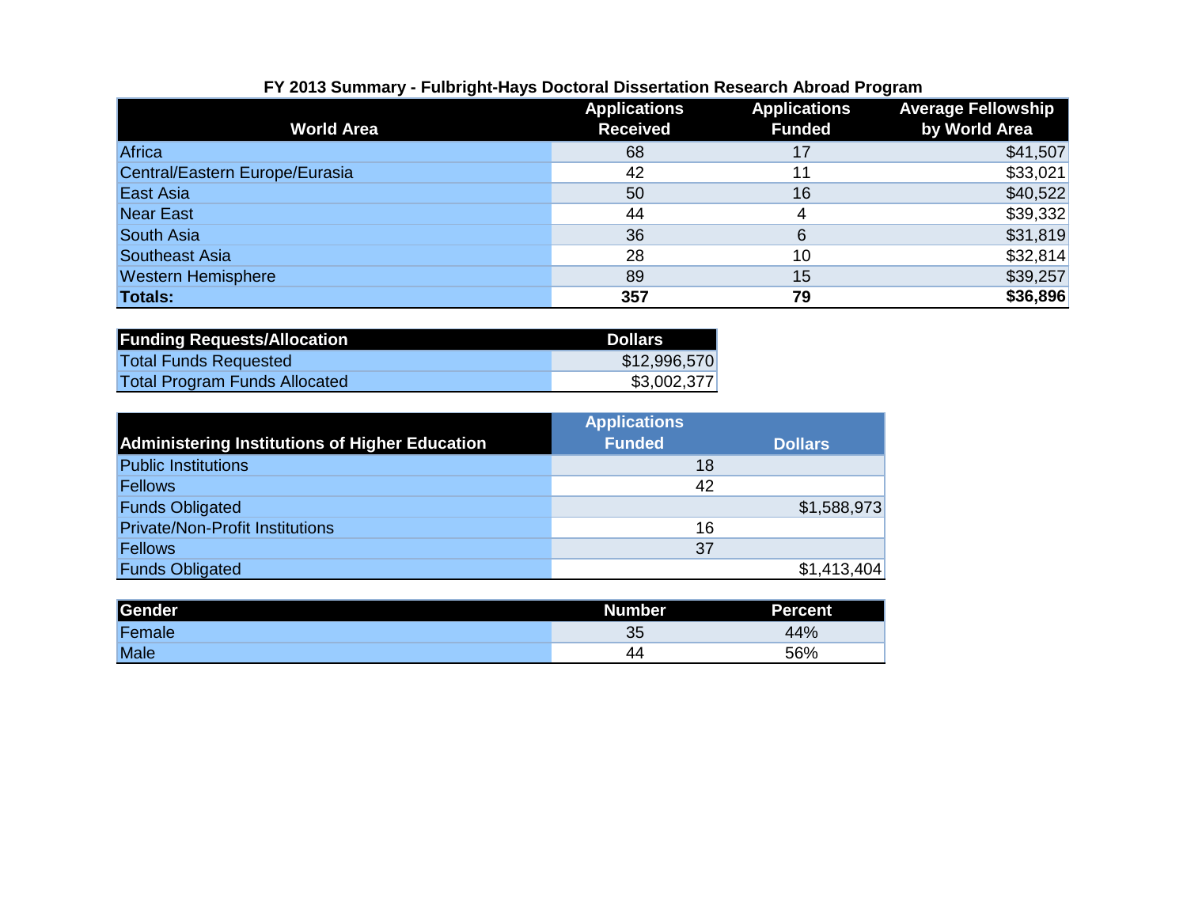## FY 2013 Summary - Fulbright-Hays Doctoral Dissertation Research Abroad Program

| World Area | Applications Received | Applications Funded | Average Fellowship by World Area |
|---|---|---|---|
| Africa | 68 | 17 | $41,507 |
| Central/Eastern Europe/Eurasia | 42 | 11 | $33,021 |
| East Asia | 50 | 16 | $40,522 |
| Near East | 44 | 4 | $39,332 |
| South Asia | 36 | 6 | $31,819 |
| Southeast Asia | 28 | 10 | $32,814 |
| Western Hemisphere | 89 | 15 | $39,257 |
| **Totals:** | **357** | **79** | **$36,896** |

| Funding Requests/Allocation | Dollars |
|---|---|
| Total Funds Requested | $12,996,570 |
| Total Program Funds Allocated | $3,002,377 |

| Administering Institutions of Higher Education | Applications Funded | Dollars |
|---|---|---|
| Public Institutions | 18 | |
| Fellows | 42 | |
| Funds Obligated | | $1,588,973 |
| Private/Non-Profit Institutions | 16 | |
| Fellows | 37 | |
| Funds Obligated | | $1,413,404 |

| Gender | Number | Percent |
|---|---|---|
| Female | 35 | 44% |
| Male | 44 | 56% |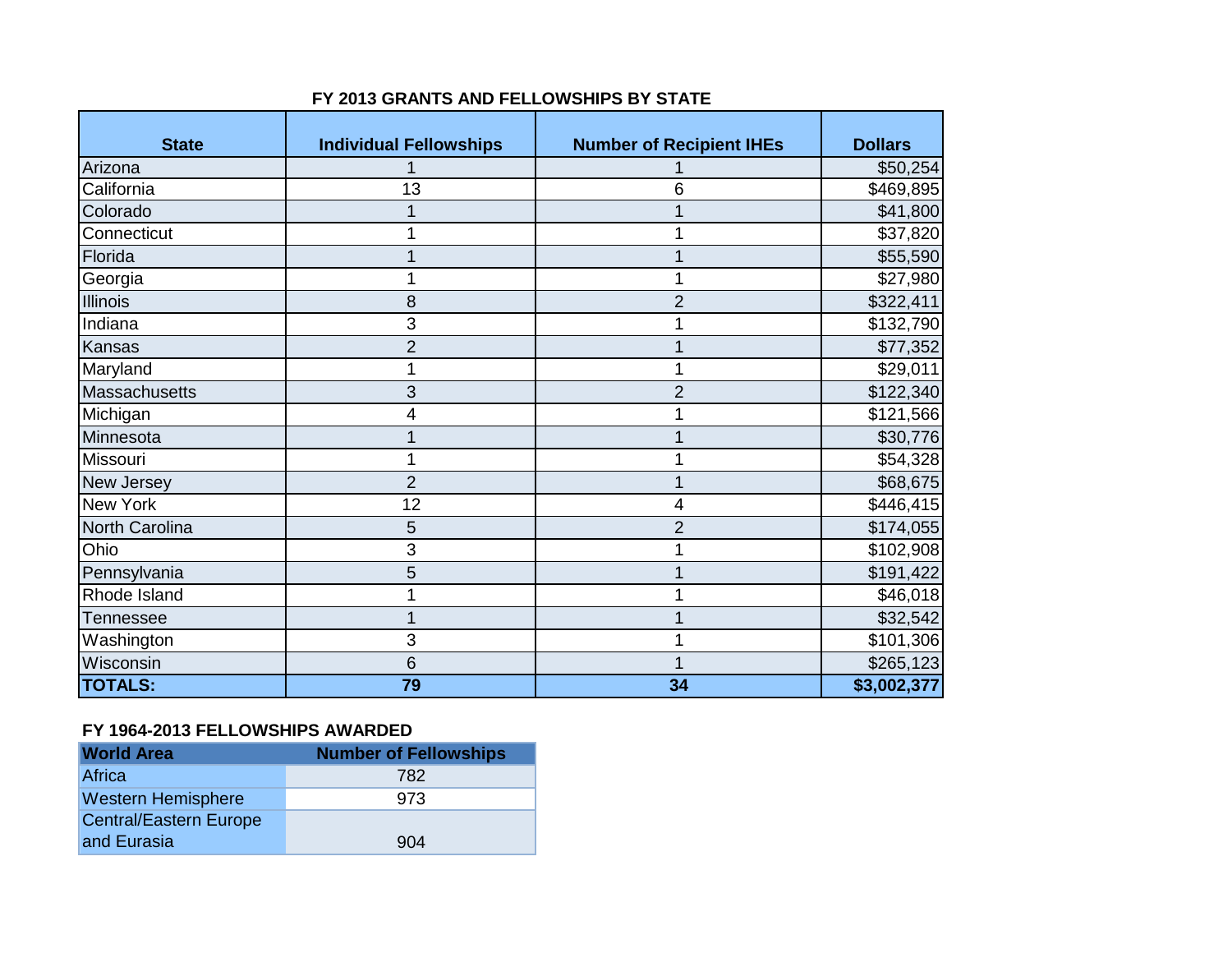## FY 2013 GRANTS AND FELLOWSHIPS BY STATE

| State | Individual Fellowships | Number of Recipient IHEs | Dollars |
|---|---|---|---|
| Arizona | 1 | 1 | $50,254 |
| California | 13 | 6 | $469,895 |
| Colorado | 1 | 1 | $41,800 |
| Connecticut | 1 | 1 | $37,820 |
| Florida | 1 | 1 | $55,590 |
| Georgia | 1 | 1 | $27,980 |
| Illinois | 8 | 2 | $322,411 |
| Indiana | 3 | 1 | $132,790 |
| Kansas | 2 | 1 | $77,352 |
| Maryland | 1 | 1 | $29,011 |
| Massachusetts | 3 | 2 | $122,340 |
| Michigan | 4 | 1 | $121,566 |
| Minnesota | 1 | 1 | $30,776 |
| Missouri | 1 | 1 | $54,328 |
| New Jersey | 2 | 1 | $68,675 |
| New York | 12 | 4 | $446,415 |
| North Carolina | 5 | 2 | $174,055 |
| Ohio | 3 | 1 | $102,908 |
| Pennsylvania | 5 | 1 | $191,422 |
| Rhode Island | 1 | 1 | $46,018 |
| Tennessee | 1 | 1 | $32,542 |
| Washington | 3 | 1 | $101,306 |
| Wisconsin | 6 | 1 | $265,123 |
| **TOTALS:** | **79** | **34** | **$3,002,377** |

## FY 1964-2013 FELLOWSHIPS AWARDED

| World Area | Number of Fellowships |
|---|---|
| Africa | 782 |
| Western Hemisphere | 973 |
| Central/Eastern Europe and Eurasia | 904 |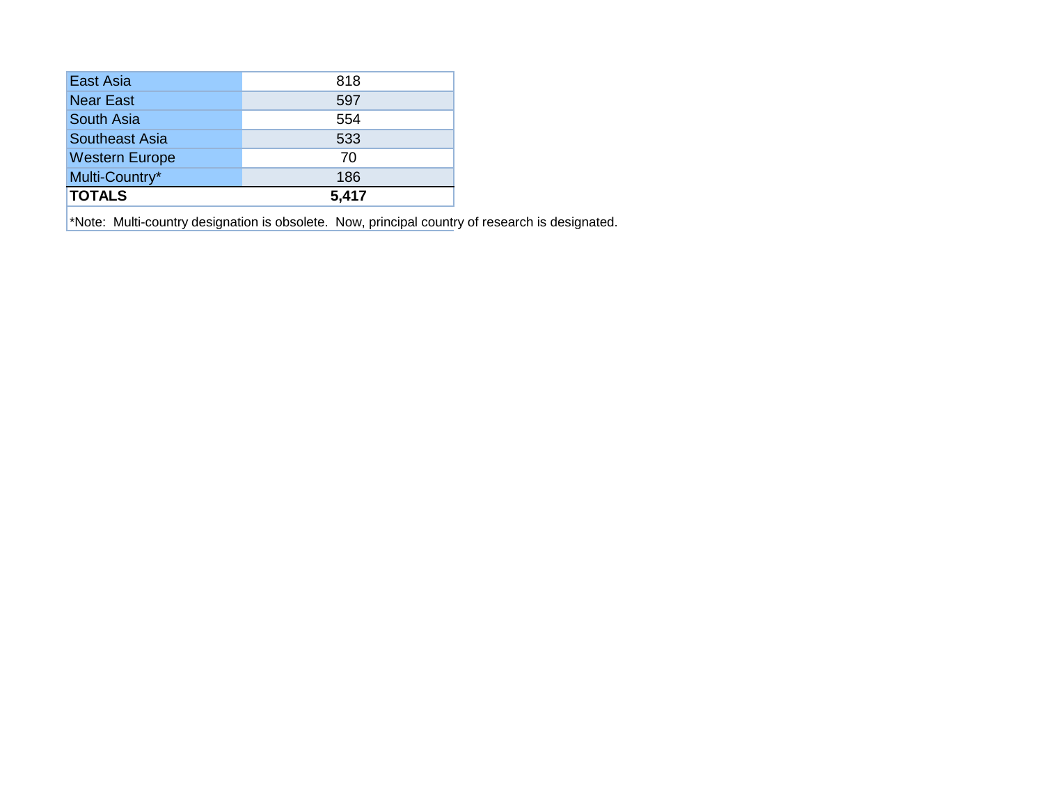| | |
|---|---|
| East Asia | 818 |
| Near East | 597 |
| South Asia | 554 |
| Southeast Asia | 533 |
| Western Europe | 70 |
| Multi-Country* | 186 |
| **TOTALS** | **5,417** |

*Note: Multi-country designation is obsolete. Now, principal country of research is designated.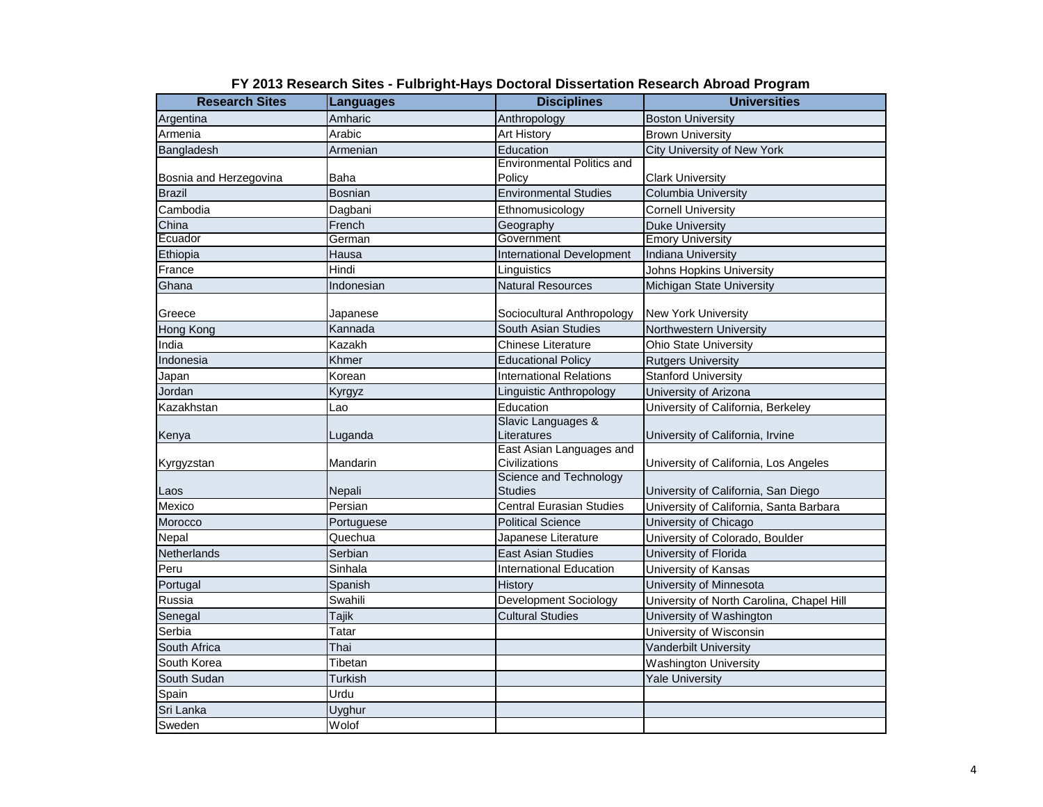## FY 2013 Research Sites - Fulbright-Hays Doctoral Dissertation Research Abroad Program

| Research Sites | Languages | Disciplines | Universities |
|---|---|---|---|
| Argentina | Amharic | Anthropology | Boston University |
| Armenia | Arabic | Art History | Brown University |
| Bangladesh | Armenian | Education | City University of New York |
| Bosnia and Herzegovina | Baha | Environmental Politics and Policy | Clark University |
| Brazil | Bosnian | Environmental Studies | Columbia University |
| Cambodia | Dagbani | Ethnomusicology | Cornell University |
| China | French | Geography | Duke University |
| Ecuador | German | Government | Emory University |
| Ethiopia | Hausa | International Development | Indiana University |
| France | Hindi | Linguistics | Johns Hopkins University |
| Ghana | Indonesian | Natural Resources | Michigan State University |
| Greece | Japanese | Sociocultural Anthropology | New York University |
| Hong Kong | Kannada | South Asian Studies | Northwestern University |
| India | Kazakh | Chinese Literature | Ohio State University |
| Indonesia | Khmer | Educational Policy | Rutgers University |
| Japan | Korean | International Relations | Stanford University |
| Jordan | Kyrgyz | Linguistic Anthropology | University of Arizona |
| Kazakhstan | Lao | Education | University of California, Berkeley |
| Kenya | Luganda | Slavic Languages & Literatures | University of California, Irvine |
| Kyrgyzstan | Mandarin | East Asian Languages and Civilizations | University of California, Los Angeles |
| Laos | Nepali | Science and Technology Studies | University of California, San Diego |
| Mexico | Persian | Central Eurasian Studies | University of California, Santa Barbara |
| Morocco | Portuguese | Political Science | University of Chicago |
| Nepal | Quechua | Japanese Literature | University of Colorado, Boulder |
| Netherlands | Serbian | East Asian Studies | University of Florida |
| Peru | Sinhala | International Education | University of Kansas |
| Portugal | Spanish | History | University of Minnesota |
| Russia | Swahili | Development Sociology | University of North Carolina, Chapel Hill |
| Senegal | Tajik | Cultural Studies | University of Washington |
| Serbia | Tatar | | University of Wisconsin |
| South Africa | Thai | | Vanderbilt University |
| South Korea | Tibetan | | Washington University |
| South Sudan | Turkish | | Yale University |
| Spain | Urdu | | |
| Sri Lanka | Uyghur | | |
| Sweden | Wolof | | |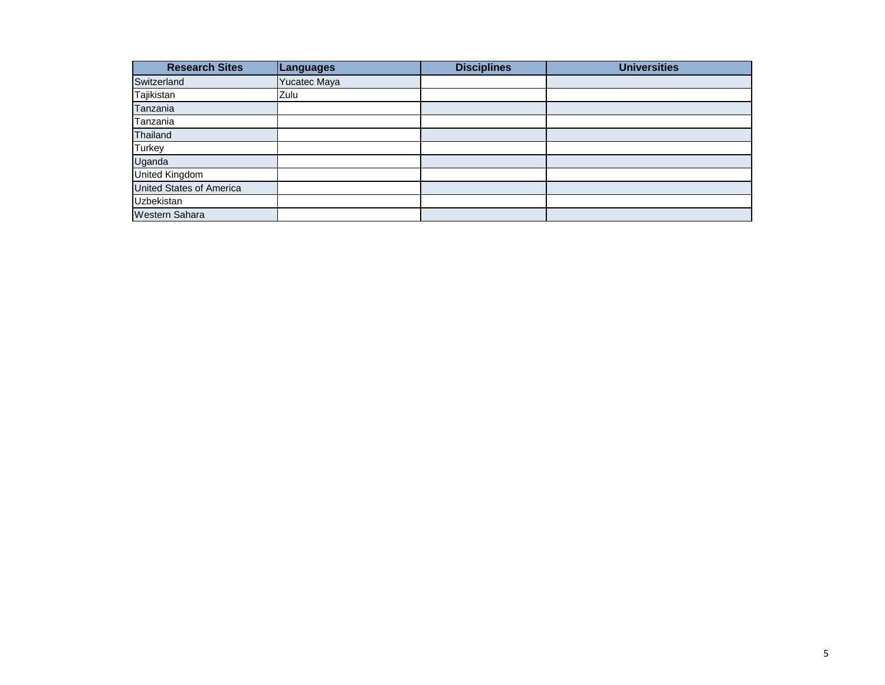| Research Sites | Languages | Disciplines | Universities |
| --- | --- | --- | --- |
| Switzerland | Yucatec Maya | | |
| Tajikistan | Zulu | | |
| Tanzania | | | |
| Tanzania | | | |
| Thailand | | | |
| Turkey | | | |
| Uganda | | | |
| United Kingdom | | | |
| United States of America | | | |
| Uzbekistan | | | |
| Western Sahara | | | |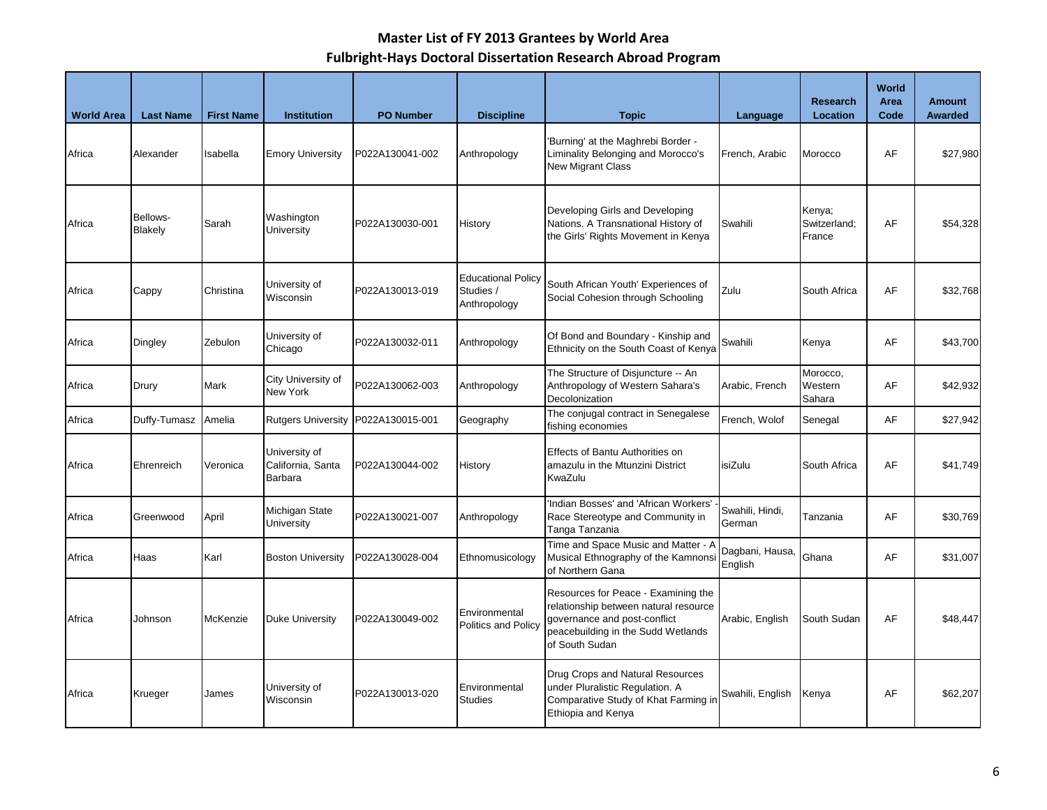# Master List of FY 2013 Grantees by World Area
## Fulbright-Hays Doctoral Dissertation Research Abroad Program

| World Area | Last Name | First Name | Institution | PO Number | Discipline | Topic | Language | Research Location | World Area Code | Amount Awarded |
|---|---|---|---|---|---|---|---|---|---|---|
| Africa | Alexander | Isabella | Emory University | P022A130041-002 | Anthropology | 'Burning' at the Maghrebi Border - Liminality Belonging and Morocco's New Migrant Class | French, Arabic | Morocco | AF | $27,980 |
| Africa | Bellows-Blakely | Sarah | Washington University | P022A130030-001 | History | Developing Girls and Developing Nations. A Transnational History of the Girls' Rights Movement in Kenya | Swahili | Kenya; Switzerland; France | AF | $54,328 |
| Africa | Cappy | Christina | University of Wisconsin | P022A130013-019 | Educational Policy Studies / Anthropology | South African Youth' Experiences of Social Cohesion through Schooling | Zulu | South Africa | AF | $32,768 |
| Africa | Dingley | Zebulon | University of Chicago | P022A130032-011 | Anthropology | Of Bond and Boundary - Kinship and Ethnicity on the South Coast of Kenya | Swahili | Kenya | AF | $43,700 |
| Africa | Drury | Mark | City University of New York | P022A130062-003 | Anthropology | The Structure of Disjuncture -- An Anthropology of Western Sahara's Decolonization | Arabic, French | Morocco, Western Sahara | AF | $42,932 |
| Africa | Duffy-Tumasz | Amelia | Rutgers University | P022A130015-001 | Geography | The conjugal contract in Senegalese fishing economies | French, Wolof | Senegal | AF | $27,942 |
| Africa | Ehrenreich | Veronica | University of California, Santa Barbara | P022A130044-002 | History | Effects of Bantu Authorities on amazulu in the Mtunzini District KwaZulu | isiZulu | South Africa | AF | $41,749 |
| Africa | Greenwood | April | Michigan State University | P022A130021-007 | Anthropology | 'Indian Bosses' and 'African Workers' - Race Stereotype and Community in Tanga Tanzania | Swahili, Hindi, German | Tanzania | AF | $30,769 |
| Africa | Haas | Karl | Boston University | P022A130028-004 | Ethnomusicology | Time and Space Music and Matter - A Musical Ethnography of the Kamnonsi of Northern Gana | Dagbani, Hausa, English | Ghana | AF | $31,007 |
| Africa | Johnson | McKenzie | Duke University | P022A130049-002 | Environmental Politics and Policy | Resources for Peace - Examining the relationship between natural resource governance and post-conflict peacebuilding in the Sudd Wetlands of South Sudan | Arabic, English | South Sudan | AF | $48,447 |
| Africa | Krueger | James | University of Wisconsin | P022A130013-020 | Environmental Studies | Drug Crops and Natural Resources under Pluralistic Regulation. A Comparative Study of Khat Farming in Ethiopia and Kenya | Swahili, English | Kenya | AF | $62,207 |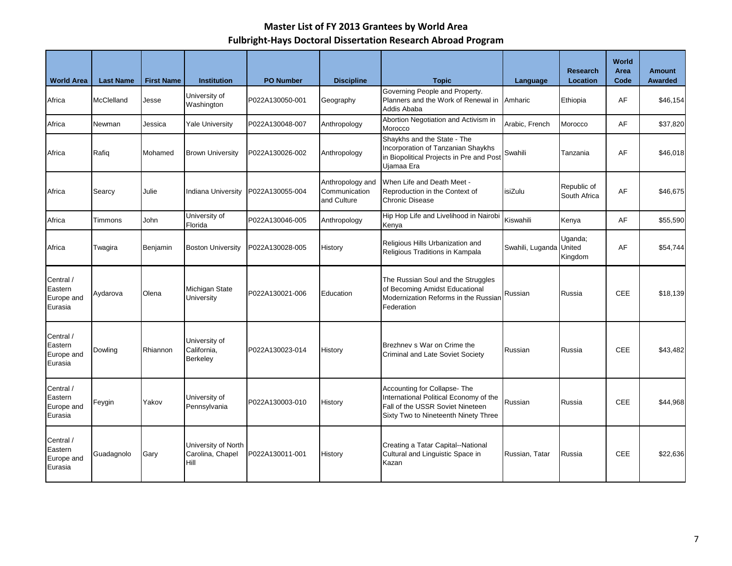# Master List of FY 2013 Grantees by World Area
## Fulbright-Hays Doctoral Dissertation Research Abroad Program

| World Area | Last Name | First Name | Institution | PO Number | Discipline | Topic | Language | Research Location | World Area Code | Amount Awarded |
|---|---|---|---|---|---|---|---|---|---|---|
| Africa | McClelland | Jesse | University of Washington | P022A130050-001 | Geography | Governing People and Property. Planners and the Work of Renewal in Addis Ababa | Amharic | Ethiopia | AF | $46,154 |
| Africa | Newman | Jessica | Yale University | P022A130048-007 | Anthropology | Abortion Negotiation and Activism in Morocco | Arabic, French | Morocco | AF | $37,820 |
| Africa | Rafiq | Mohamed | Brown University | P022A130026-002 | Anthropology | Shaykhs and the State - The Incorporation of Tanzanian Shaykhs in Biopolitical Projects in Pre and Post Ujamaa Era | Swahili | Tanzania | AF | $46,018 |
| Africa | Searcy | Julie | Indiana University | P022A130055-004 | Anthropology and Communication and Culture | When Life and Death Meet - Reproduction in the Context of Chronic Disease | isiZulu | Republic of South Africa | AF | $46,675 |
| Africa | Timmons | John | University of Florida | P022A130046-005 | Anthropology | Hip Hop Life and Livelihood in Nairobi Kenya | Kiswahili | Kenya | AF | $55,590 |
| Africa | Twagira | Benjamin | Boston University | P022A130028-005 | History | Religious Hills Urbanization and Religious Traditions in Kampala | Swahili, Luganda | Uganda; United Kingdom | AF | $54,744 |
| Central / Eastern Europe and Eurasia | Aydarova | Olena | Michigan State University | P022A130021-006 | Education | The Russian Soul and the Struggles of Becoming Amidst Educational Modernization Reforms in the Russian Federation | Russian | Russia | CEE | $18,139 |
| Central / Eastern Europe and Eurasia | Dowling | Rhiannon | University of California, Berkeley | P022A130023-014 | History | Brezhnev s War on Crime the Criminal and Late Soviet Society | Russian | Russia | CEE | $43,482 |
| Central / Eastern Europe and Eurasia | Feygin | Yakov | University of Pennsylvania | P022A130003-010 | History | Accounting for Collapse- The International Political Economy of the Fall of the USSR Soviet Nineteen Sixty Two to Nineteenth Ninety Three | Russian | Russia | CEE | $44,968 |
| Central / Eastern Europe and Eurasia | Guadagnolo | Gary | University of North Carolina, Chapel Hill | P022A130011-001 | History | Creating a Tatar Capital--National Cultural and Linguistic Space in Kazan | Russian, Tatar | Russia | CEE | $22,636 |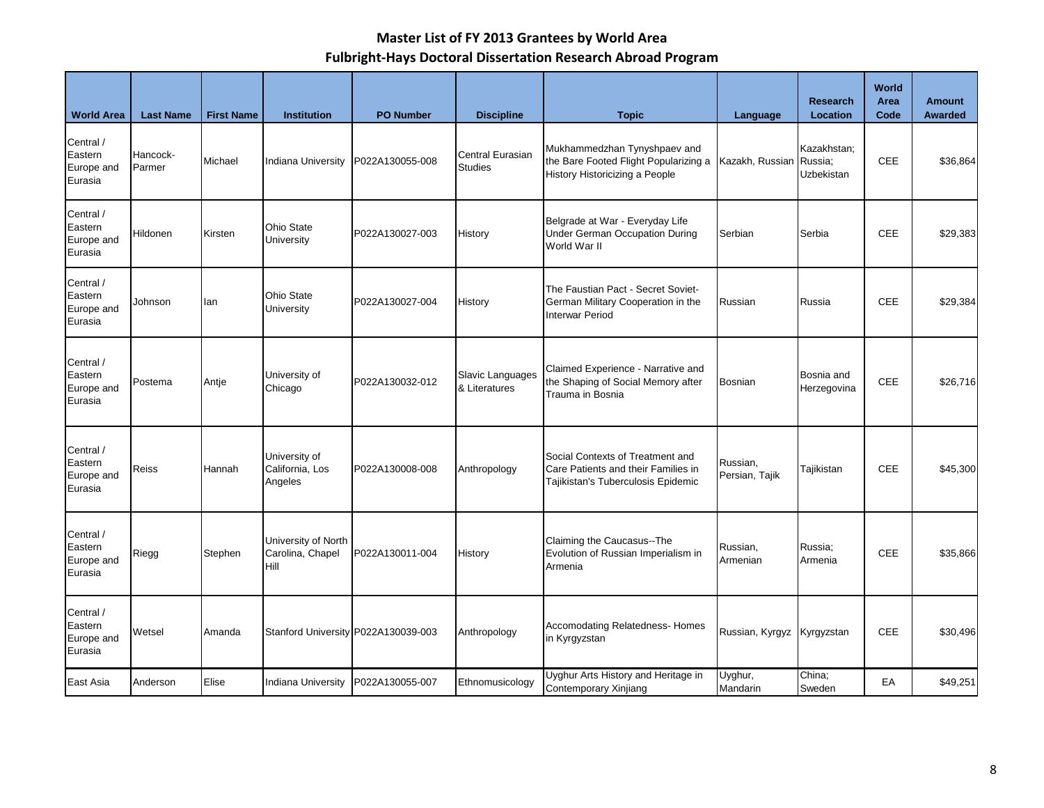# Master List of FY 2013 Grantees by World Area

## Fulbright-Hays Doctoral Dissertation Research Abroad Program

| World Area | Last Name | First Name | Institution | PO Number | Discipline | Topic | Language | Research Location | World Area Code | Amount Awarded |
|---|---|---|---|---|---|---|---|---|---|---|
| Central / Eastern Europe and Eurasia | Hancock-Parmer | Michael | Indiana University | P022A130055-008 | Central Eurasian Studies | Mukhammedzhan Tynyshpaev and the Bare Footed Flight Popularizing a History Historicizing a People | Kazakh, Russian | Kazakhstan; Russia; Uzbekistan | CEE | $36,864 |
| Central / Eastern Europe and Eurasia | Hildonen | Kirsten | Ohio State University | P022A130027-003 | History | Belgrade at War - Everyday Life Under German Occupation During World War II | Serbian | Serbia | CEE | $29,383 |
| Central / Eastern Europe and Eurasia | Johnson | Ian | Ohio State University | P022A130027-004 | History | The Faustian Pact - Secret Soviet-German Military Cooperation in the Interwar Period | Russian | Russia | CEE | $29,384 |
| Central / Eastern Europe and Eurasia | Postema | Antje | University of Chicago | P022A130032-012 | Slavic Languages & Literatures | Claimed Experience - Narrative and the Shaping of Social Memory after Trauma in Bosnia | Bosnian | Bosnia and Herzegovina | CEE | $26,716 |
| Central / Eastern Europe and Eurasia | Reiss | Hannah | University of California, Los Angeles | P022A130008-008 | Anthropology | Social Contexts of Treatment and Care Patients and their Families in Tajikistan's Tuberculosis Epidemic | Russian, Persian, Tajik | Tajikistan | CEE | $45,300 |
| Central / Eastern Europe and Eurasia | Riegg | Stephen | University of North Carolina, Chapel Hill | P022A130011-004 | History | Claiming the Caucasus--The Evolution of Russian Imperialism in Armenia | Russian, Armenian | Russia; Armenia | CEE | $35,866 |
| Central / Eastern Europe and Eurasia | Wetsel | Amanda | Stanford University | P022A130039-003 | Anthropology | Accomodating Relatedness- Homes in Kyrgyzstan | Russian, Kyrgyz | Kyrgyzstan | CEE | $30,496 |
| East Asia | Anderson | Elise | Indiana University | P022A130055-007 | Ethnomusicology | Uyghur Arts History and Heritage in Contemporary Xinjiang | Uyghur, Mandarin | China; Sweden | EA | $49,251 |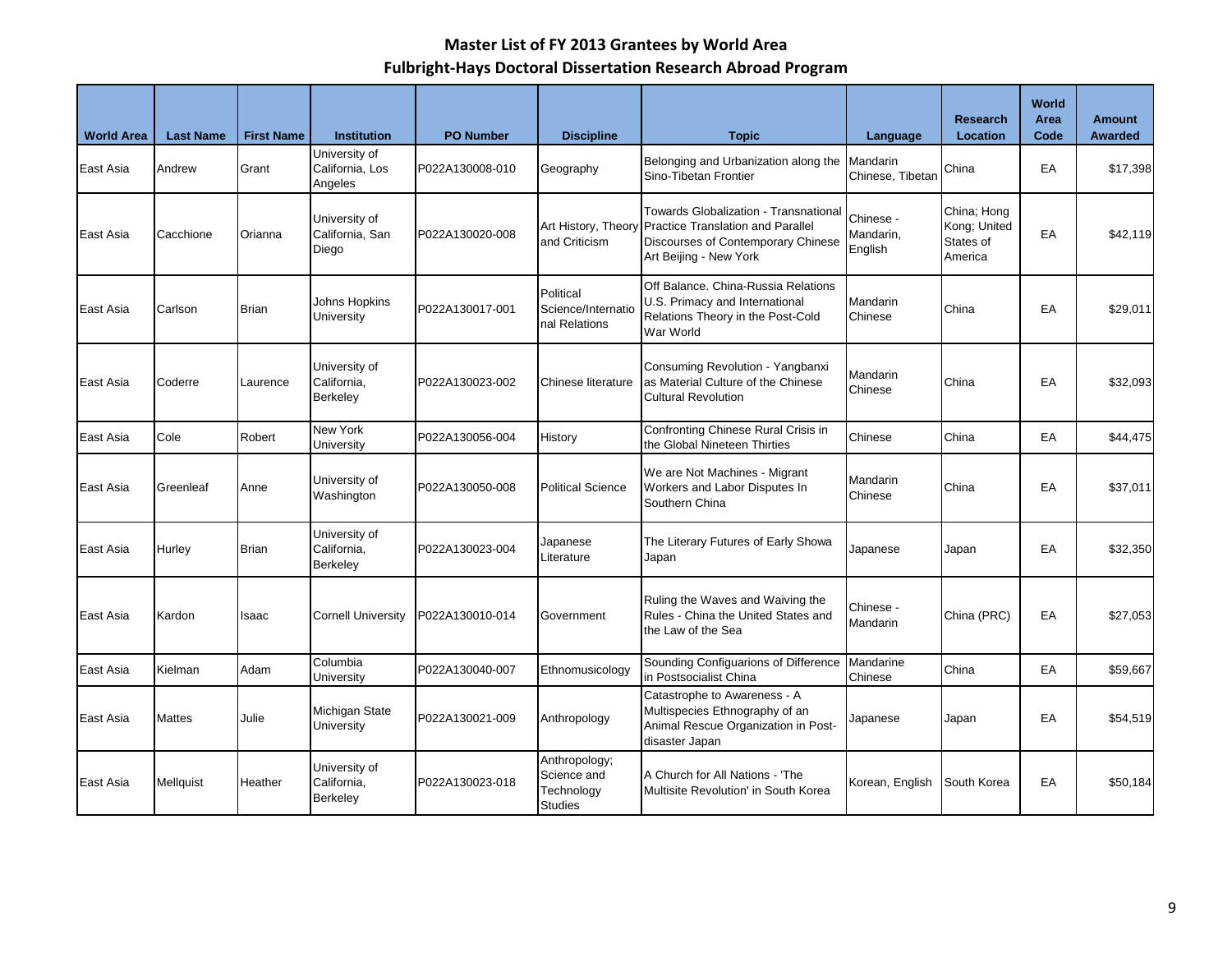# Master List of FY 2013 Grantees by World Area

## Fulbright-Hays Doctoral Dissertation Research Abroad Program

| World Area | Last Name | First Name | Institution | PO Number | Discipline | Topic | Language | Research Location | World Area Code | Amount Awarded |
|---|---|---|---|---|---|---|---|---|---|---|
| East Asia | Andrew | Grant | University of California, Los Angeles | P022A130008-010 | Geography | Belonging and Urbanization along the Sino-Tibetan Frontier | Mandarin Chinese, Tibetan | China | EA | $17,398 |
| East Asia | Cacchione | Orianna | University of California, San Diego | P022A130020-008 | Art History, Theory and Criticism | Towards Globalization - Transnational Practice Translation and Parallel Discourses of Contemporary Chinese Art Beijing - New York | Chinese - Mandarin, English | China; Hong Kong; United States of America | EA | $42,119 |
| East Asia | Carlson | Brian | Johns Hopkins University | P022A130017-001 | Political Science/International Relations | Off Balance. China-Russia Relations U.S. Primacy and International Relations Theory in the Post-Cold War World | Mandarin Chinese | China | EA | $29,011 |
| East Asia | Coderre | Laurence | University of California, Berkeley | P022A130023-002 | Chinese literature | Consuming Revolution - Yangbanxi as Material Culture of the Chinese Cultural Revolution | Mandarin Chinese | China | EA | $32,093 |
| East Asia | Cole | Robert | New York University | P022A130056-004 | History | Confronting Chinese Rural Crisis in the Global Nineteen Thirties | Chinese | China | EA | $44,475 |
| East Asia | Greenleaf | Anne | University of Washington | P022A130050-008 | Political Science | We are Not Machines - Migrant Workers and Labor Disputes In Southern China | Mandarin Chinese | China | EA | $37,011 |
| East Asia | Hurley | Brian | University of California, Berkeley | P022A130023-004 | Japanese Literature | The Literary Futures of Early Showa Japan | Japanese | Japan | EA | $32,350 |
| East Asia | Kardon | Isaac | Cornell University | P022A130010-014 | Government | Ruling the Waves and Waiving the Rules - China the United States and the Law of the Sea | Chinese - Mandarin | China (PRC) | EA | $27,053 |
| East Asia | Kielman | Adam | Columbia University | P022A130040-007 | Ethnomusicology | Sounding Configuarions of Difference in Postsocialist China | Mandarine Chinese | China | EA | $59,667 |
| East Asia | Mattes | Julie | Michigan State University | P022A130021-009 | Anthropology | Catastrophe to Awareness - A Multispecies Ethnography of an Animal Rescue Organization in Post-disaster Japan | Japanese | Japan | EA | $54,519 |
| East Asia | Mellquist | Heather | University of California, Berkeley | P022A130023-018 | Anthropology; Science and Technology Studies | A Church for All Nations - 'The Multisite Revolution' in South Korea | Korean, English | South Korea | EA | $50,184 |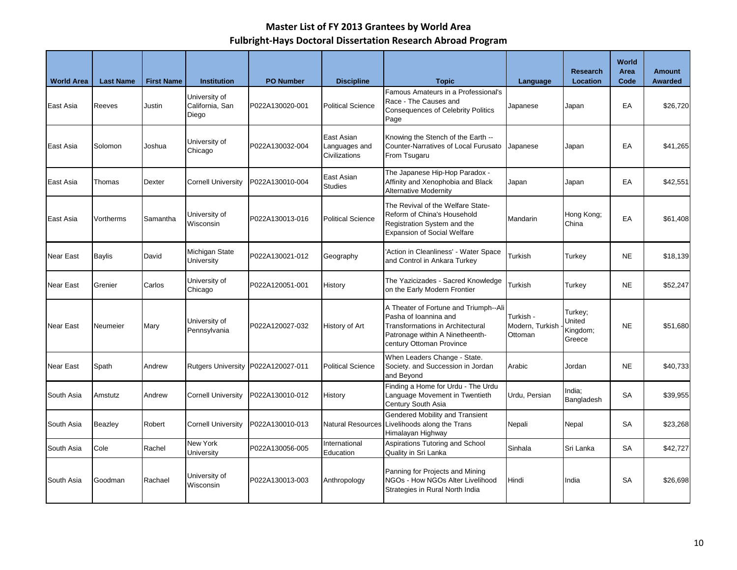# Master List of FY 2013 Grantees by World Area

## Fulbright-Hays Doctoral Dissertation Research Abroad Program

| World Area | Last Name | First Name | Institution | PO Number | Discipline | Topic | Language | Research Location | World Area Code | Amount Awarded |
|---|---|---|---|---|---|---|---|---|---|---|
| East Asia | Reeves | Justin | University of California, San Diego | P022A130020-001 | Political Science | Famous Amateurs in a Professional's Race - The Causes and Consequences of Celebrity Politics Page | Japanese | Japan | EA | $26,720 |
| East Asia | Solomon | Joshua | University of Chicago | P022A130032-004 | East Asian Languages and Civilizations | Knowing the Stench of the Earth -- Counter-Narratives of Local Furusato From Tsugaru | Japanese | Japan | EA | $41,265 |
| East Asia | Thomas | Dexter | Cornell University | P022A130010-004 | East Asian Studies | The Japanese Hip-Hop Paradox - Affinity and Xenophobia and Black Alternative Modernity | Japan | Japan | EA | $42,551 |
| East Asia | Vortherms | Samantha | University of Wisconsin | P022A130013-016 | Political Science | The Revival of the Welfare State-Reform of China's Household Registration System and the Expansion of Social Welfare | Mandarin | Hong Kong; China | EA | $61,408 |
| Near East | Baylis | David | Michigan State University | P022A130021-012 | Geography | 'Action in Cleanliness' - Water Space and Control in Ankara Turkey | Turkish | Turkey | NE | $18,139 |
| Near East | Grenier | Carlos | University of Chicago | P022A120051-001 | History | The Yazicizades - Sacred Knowledge on the Early Modern Frontier | Turkish | Turkey | NE | $52,247 |
| Near East | Neumeier | Mary | University of Pennsylvania | P022A120027-032 | History of Art | A Theater of Fortune and Triumph--Ali Pasha of Ioannina and Transformations in Architectural Patronage within A Ninetheenth-century Ottoman Province | Turkish - Modern, Turkish - Ottoman | Turkey; United Kingdom; Greece | NE | $51,680 |
| Near East | Spath | Andrew | Rutgers University | P022A120027-011 | Political Science | When Leaders Change - State. Society. and Succession in Jordan and Beyond | Arabic | Jordan | NE | $40,733 |
| South Asia | Amstutz | Andrew | Cornell University | P022A130010-012 | History | Finding a Home for Urdu - The Urdu Language Movement in Twentieth Century South Asia | Urdu, Persian | India; Bangladesh | SA | $39,955 |
| South Asia | Beazley | Robert | Cornell University | P022A130010-013 | Natural Resources | Gendered Mobility and Transient Livelihoods along the Trans Himalayan Highway | Nepali | Nepal | SA | $23,268 |
| South Asia | Cole | Rachel | New York University | P022A130056-005 | International Education | Aspirations Tutoring and School Quality in Sri Lanka | Sinhala | Sri Lanka | SA | $42,727 |
| South Asia | Goodman | Rachael | University of Wisconsin | P022A130013-003 | Anthropology | Panning for Projects and Mining NGOs - How NGOs Alter Livelihood Strategies in Rural North India | Hindi | India | SA | $26,698 |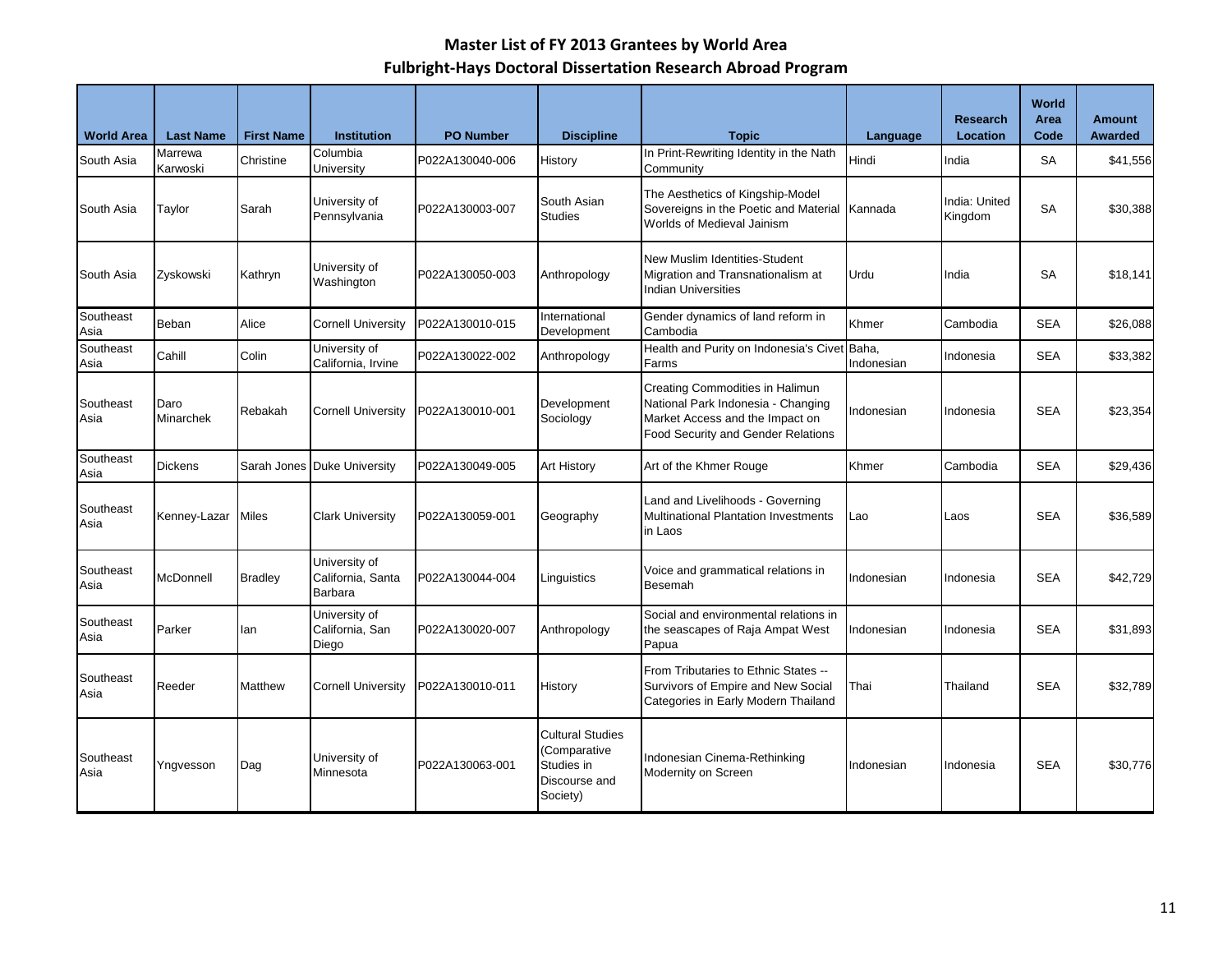# Master List of FY 2013 Grantees by World Area

## Fulbright-Hays Doctoral Dissertation Research Abroad Program

| World Area | Last Name | First Name | Institution | PO Number | Discipline | Topic | Language | Research Location | World Area Code | Amount Awarded |
|---|---|---|---|---|---|---|---|---|---|---|
| South Asia | Marrewa Karwoski | Christine | Columbia University | P022A130040-006 | History | In Print-Rewriting Identity in the Nath Community | Hindi | India | SA | $41,556 |
| South Asia | Taylor | Sarah | University of Pennsylvania | P022A130003-007 | South Asian Studies | The Aesthetics of Kingship-Model Sovereigns in the Poetic and Material Worlds of Medieval Jainism | Kannada | India: United Kingdom | SA | $30,388 |
| South Asia | Zyskowski | Kathryn | University of Washington | P022A130050-003 | Anthropology | New Muslim Identities-Student Migration and Transnationalism at Indian Universities | Urdu | India | SA | $18,141 |
| Southeast Asia | Beban | Alice | Cornell University | P022A130010-015 | International Development | Gender dynamics of land reform in Cambodia | Khmer | Cambodia | SEA | $26,088 |
| Southeast Asia | Cahill | Colin | University of California, Irvine | P022A130022-002 | Anthropology | Health and Purity on Indonesia's Civet Farms | Baha, Indonesian | Indonesia | SEA | $33,382 |
| Southeast Asia | Daro Minarchek | Rebakah | Cornell University | P022A130010-001 | Development Sociology | Creating Commodities in Halimun National Park Indonesia - Changing Market Access and the Impact on Food Security and Gender Relations | Indonesian | Indonesia | SEA | $23,354 |
| Southeast Asia | Dickens | Sarah Jones | Duke University | P022A130049-005 | Art History | Art of the Khmer Rouge | Khmer | Cambodia | SEA | $29,436 |
| Southeast Asia | Kenney-Lazar | Miles | Clark University | P022A130059-001 | Geography | Land and Livelihoods - Governing Multinational Plantation Investments in Laos | Lao | Laos | SEA | $36,589 |
| Southeast Asia | McDonnell | Bradley | University of California, Santa Barbara | P022A130044-004 | Linguistics | Voice and grammatical relations in Besemah | Indonesian | Indonesia | SEA | $42,729 |
| Southeast Asia | Parker | Ian | University of California, San Diego | P022A130020-007 | Anthropology | Social and environmental relations in the seascapes of Raja Ampat West Papua | Indonesian | Indonesia | SEA | $31,893 |
| Southeast Asia | Reeder | Matthew | Cornell University | P022A130010-011 | History | From Tributaries to Ethnic States -- Survivors of Empire and New Social Categories in Early Modern Thailand | Thai | Thailand | SEA | $32,789 |
| Southeast Asia | Yngvesson | Dag | University of Minnesota | P022A130063-001 | Cultural Studies (Comparative Studies in Discourse and Society) | Indonesian Cinema-Rethinking Modernity on Screen | Indonesian | Indonesia | SEA | $30,776 |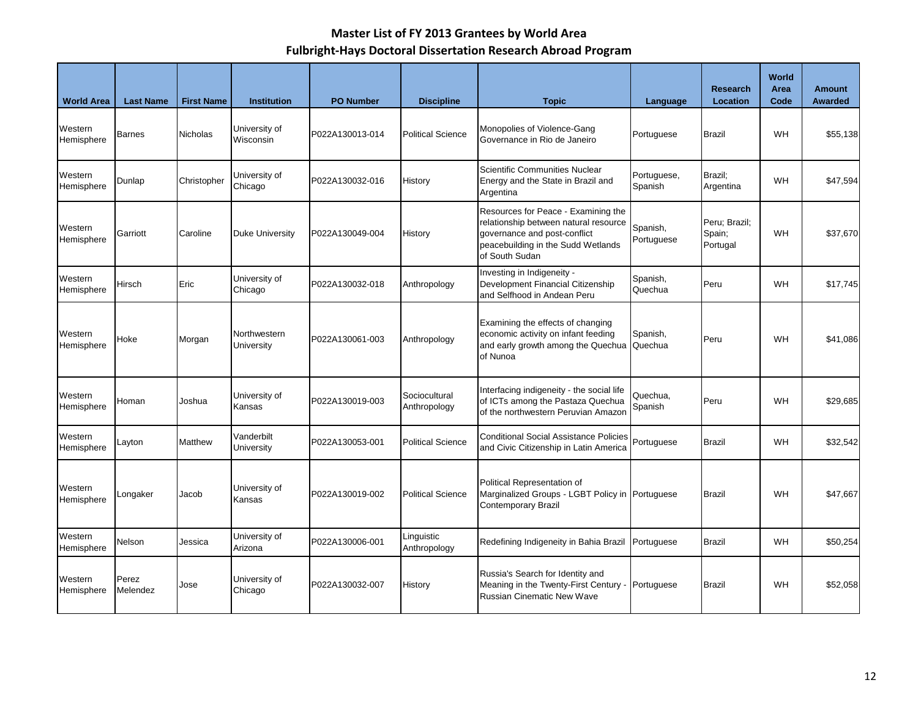# Master List of FY 2013 Grantees by World Area

## Fulbright-Hays Doctoral Dissertation Research Abroad Program

| World Area | Last Name | First Name | Institution | PO Number | Discipline | Topic | Language | Research Location | World Area Code | Amount Awarded |
|---|---|---|---|---|---|---|---|---|---|---|
| Western Hemisphere | Barnes | Nicholas | University of Wisconsin | P022A130013-014 | Political Science | Monopolies of Violence-Gang Governance in Rio de Janeiro | Portuguese | Brazil | WH | $55,138 |
| Western Hemisphere | Dunlap | Christopher | University of Chicago | P022A130032-016 | History | Scientific Communities Nuclear Energy and the State in Brazil and Argentina | Portuguese, Spanish | Brazil; Argentina | WH | $47,594 |
| Western Hemisphere | Garriott | Caroline | Duke University | P022A130049-004 | History | Resources for Peace - Examining the relationship between natural resource governance and post-conflict peacebuilding in the Sudd Wetlands of South Sudan | Spanish, Portuguese | Peru; Brazil; Spain; Portugal | WH | $37,670 |
| Western Hemisphere | Hirsch | Eric | University of Chicago | P022A130032-018 | Anthropology | Investing in Indigeneity - Development Financial Citizenship and Selfhood in Andean Peru | Spanish, Quechua | Peru | WH | $17,745 |
| Western Hemisphere | Hoke | Morgan | Northwestern University | P022A130061-003 | Anthropology | Examining the effects of changing economic activity on infant feeding and early growth among the Quechua of Nunoa | Spanish, Quechua | Peru | WH | $41,086 |
| Western Hemisphere | Homan | Joshua | University of Kansas | P022A130019-003 | Sociocultural Anthropology | Interfacing indigeneity - the social life of ICTs among the Pastaza Quechua of the northwestern Peruvian Amazon | Quechua, Spanish | Peru | WH | $29,685 |
| Western Hemisphere | Layton | Matthew | Vanderbilt University | P022A130053-001 | Political Science | Conditional Social Assistance Policies and Civic Citizenship in Latin America | Portuguese | Brazil | WH | $32,542 |
| Western Hemisphere | Longaker | Jacob | University of Kansas | P022A130019-002 | Political Science | Political Representation of Marginalized Groups - LGBT Policy in Contemporary Brazil | Portuguese | Brazil | WH | $47,667 |
| Western Hemisphere | Nelson | Jessica | University of Arizona | P022A130006-001 | Linguistic Anthropology | Redefining Indigeneity in Bahia Brazil | Portuguese | Brazil | WH | $50,254 |
| Western Hemisphere | Perez Melendez | Jose | University of Chicago | P022A130032-007 | History | Russia's Search for Identity and Meaning in the Twenty-First Century - Russian Cinematic New Wave | Portuguese | Brazil | WH | $52,058 |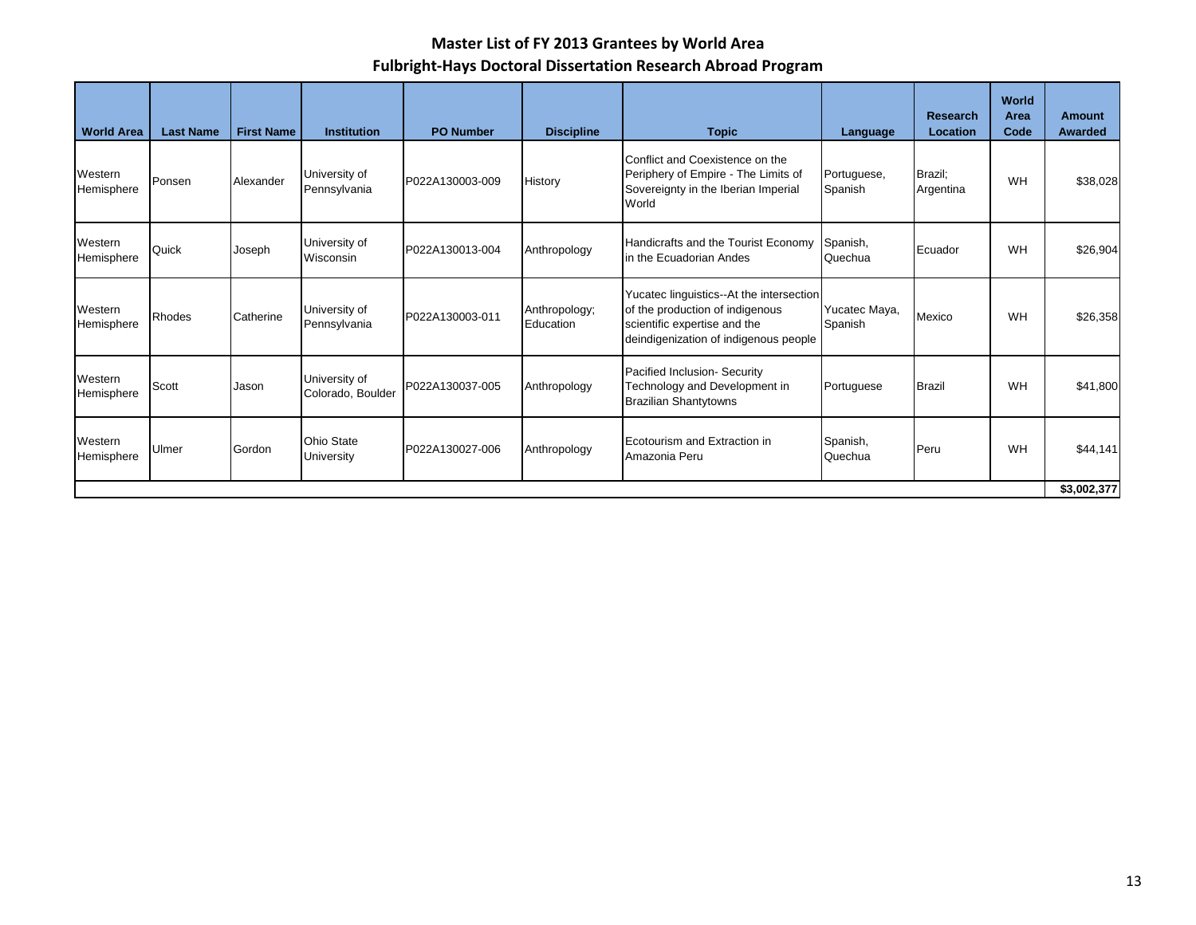## Master List of FY 2013 Grantees by World Area
## Fulbright-Hays Doctoral Dissertation Research Abroad Program

| World Area | Last Name | First Name | Institution | PO Number | Discipline | Topic | Language | Research Location | World Area Code | Amount Awarded |
|---|---|---|---|---|---|---|---|---|---|---|
| Western Hemisphere | Ponsen | Alexander | University of Pennsylvania | P022A130003-009 | History | Conflict and Coexistence on the Periphery of Empire - The Limits of Sovereignty in the Iberian Imperial World | Portuguese, Spanish | Brazil; Argentina | WH | $38,028 |
| Western Hemisphere | Quick | Joseph | University of Wisconsin | P022A130013-004 | Anthropology | Handicrafts and the Tourist Economy in the Ecuadorian Andes | Spanish, Quechua | Ecuador | WH | $26,904 |
| Western Hemisphere | Rhodes | Catherine | University of Pennsylvania | P022A130003-011 | Anthropology; Education | Yucatec linguistics--At the intersection of the production of indigenous scientific expertise and the deindigenization of indigenous people | Yucatec Maya, Spanish | Mexico | WH | $26,358 |
| Western Hemisphere | Scott | Jason | University of Colorado, Boulder | P022A130037-005 | Anthropology | Pacified Inclusion- Security Technology and Development in Brazilian Shantytowns | Portuguese | Brazil | WH | $41,800 |
| Western Hemisphere | Ulmer | Gordon | Ohio State University | P022A130027-006 | Anthropology | Ecotourism and Extraction in Amazonia Peru | Spanish, Quechua | Peru | WH | $44,141 |
| | | | | | | | | | | **$3,002,377** |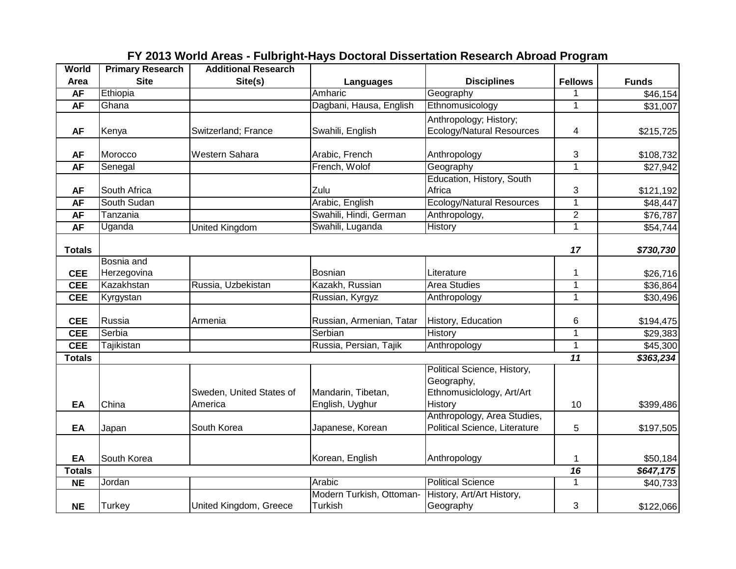# FY 2013 World Areas - Fulbright-Hays Doctoral Dissertation Research Abroad Program

| World Area | Primary Research Site | Additional Research Site(s) | Languages | Disciplines | Fellows | Funds |
|---|---|---|---|---|---|---|
| **AF** | Ethiopia | | Amharic | Geography | 1 | $46,154 |
| **AF** | Ghana | | Dagbani, Hausa, English | Ethnomusicology | 1 | $31,007 |
| **AF** | Kenya | Switzerland; France | Swahili, English | Anthropology; History; Ecology/Natural Resources | 4 | $215,725 |
| **AF** | Morocco | Western Sahara | Arabic, French | Anthropology | 3 | $108,732 |
| **AF** | Senegal | | French, Wolof | Geography | 1 | $27,942 |
| **AF** | South Africa | | Zulu | Education, History, South Africa | 3 | $121,192 |
| **AF** | South Sudan | | Arabic, English | Ecology/Natural Resources | 1 | $48,447 |
| **AF** | Tanzania | | Swahili, Hindi, German | Anthropology, | 2 | $76,787 |
| **AF** | Uganda | United Kingdom | Swahili, Luganda | History | 1 | $54,744 |
| **Totals** | | | | | ***17*** | ***$730,730*** |
| **CEE** | Bosnia and Herzegovina | | Bosnian | Literature | 1 | $26,716 |
| **CEE** | Kazakhstan | Russia, Uzbekistan | Kazakh, Russian | Area Studies | 1 | $36,864 |
| **CEE** | Kyrgystan | | Russian, Kyrgyz | Anthropology | 1 | $30,496 |
| **CEE** | Russia | Armenia | Russian, Armenian, Tatar | History, Education | 6 | $194,475 |
| **CEE** | Serbia | | Serbian | History | 1 | $29,383 |
| **CEE** | Tajikistan | | Russia, Persian, Tajik | Anthropology | 1 | $45,300 |
| **Totals** | | | | | ***11*** | ***$363,234*** |
| **EA** | China | Sweden, United States of America | Mandarin, Tibetan, English, Uyghur | Political Science, History, Geography, Ethnomusiclology, Art/Art History | 10 | $399,486 |
| **EA** | Japan | South Korea | Japanese, Korean | Anthropology, Area Studies, Political Science, Literature | 5 | $197,505 |
| **EA** | South Korea | | Korean, English | Anthropology | 1 | $50,184 |
| **Totals** | | | | | ***16*** | ***$647,175*** |
| **NE** | Jordan | | Arabic | Political Science | 1 | $40,733 |
| **NE** | Turkey | United Kingdom, Greece | Modern Turkish, Ottoman-Turkish | History, Art/Art History, Geography | 3 | $122,066 |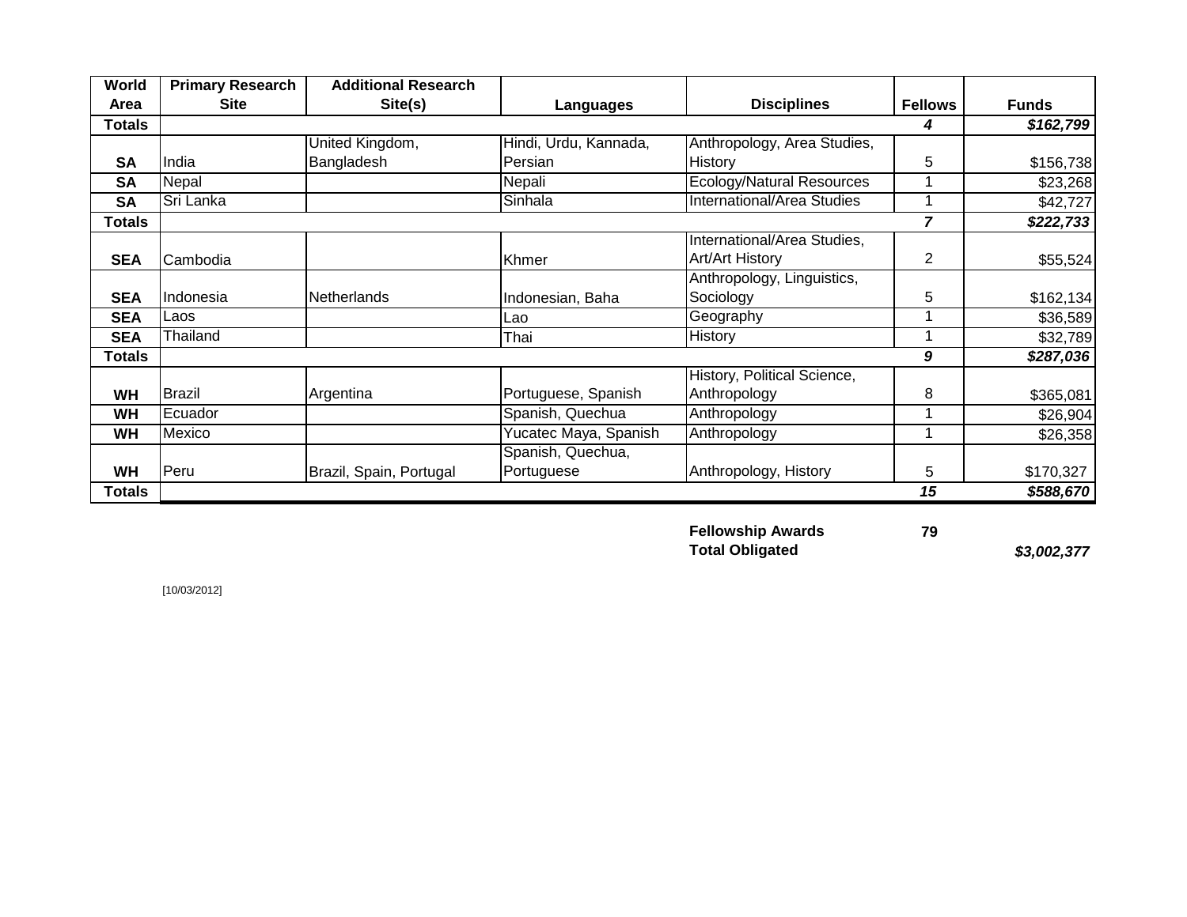| World Area | Primary Research Site | Additional Research Site(s) | Languages | Disciplines | Fellows | Funds |
|---|---|---|---|---|---|---|
| **Totals** | | | | | ***4*** | ***$162,799*** |
| **SA** | India | United Kingdom, Bangladesh | Hindi, Urdu, Kannada, Persian | Anthropology, Area Studies, History | 5 | $156,738 |
| **SA** | Nepal | | Nepali | Ecology/Natural Resources | 1 | $23,268 |
| **SA** | Sri Lanka | | Sinhala | International/Area Studies | 1 | $42,727 |
| **Totals** | | | | | ***7*** | ***$222,733*** |
| **SEA** | Cambodia | | Khmer | International/Area Studies, Art/Art History | 2 | $55,524 |
| **SEA** | Indonesia | Netherlands | Indonesian, Baha | Anthropology, Linguistics, Sociology | 5 | $162,134 |
| **SEA** | Laos | | Lao | Geography | 1 | $36,589 |
| **SEA** | Thailand | | Thai | History | 1 | $32,789 |
| **Totals** | | | | | ***9*** | ***$287,036*** |
| **WH** | Brazil | Argentina | Portuguese, Spanish | History, Political Science, Anthropology | 8 | $365,081 |
| **WH** | Ecuador | | Spanish, Quechua | Anthropology | 1 | $26,904 |
| **WH** | Mexico | | Yucatec Maya, Spanish | Anthropology | 1 | $26,358 |
| **WH** | Peru | Brazil, Spain, Portugal | Spanish, Quechua, Portuguese | Anthropology, History | 5 | $170,327 |
| **Totals** | | | | | ***15*** | ***$588,670*** |

**Fellowship Awards** **79**

**Total Obligated** ***$3,002,377***

[10/03/2012]